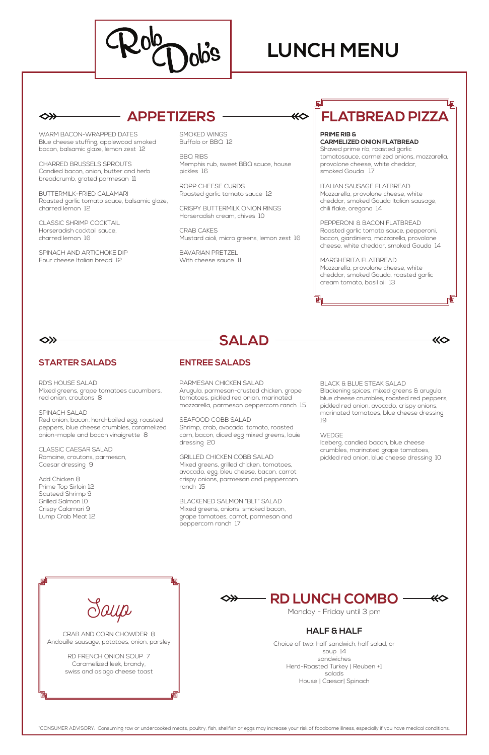# Rob Dob's

# LUNCH MENU

## APPETIZERS

WARM BACON-WRAPPED DATES
Blue cheese stuffing, applewood smoked bacon, balsamic glaze, lemon zest 12

CHARRED BRUSSELS SPROUTS
Candied bacon, onion, butter and herb breadcrumb, grated parmesan 11

BUTTERMILK-FRIED CALAMARI
Roasted garlic tomato sauce, balsamic glaze, charred lemon 12

CLASSIC SHRIMP COCKTAIL
Horseradish cocktail sauce, charred lemon 16

SPINACH AND ARTICHOKE DIP
Four cheese Italian bread 12

SMOKED WINGS
Buffalo or BBQ 12

BBQ RIBS
Memphis rub, sweet BBQ sauce, house pickles 16

ROPP CHEESE CURDS
Roasted garlic tomato sauce 12

CRISPY BUTTERMILK ONION RINGS
Horseradish cream, chives 10

CRAB CAKES
Mustard aioli, micro greens, lemon zest 16

BAVARIAN PRETZEL
With cheese sauce 11

## FLATBREAD PIZZA

**PRIME RIB & CARMELIZED ONION FLATBREAD**
Shaved prime rib, roasted garlic tomatosauce, carmelized onions, mozzarella, provolone cheese, white cheddar, smoked Gouda 17

ITALIAN SAUSAGE FLATBREAD
Mozzarella, provolone cheese, white cheddar, smoked Gouda Italian sausage, chili flake, oregano 14

PEPPERONI & BACON FLATBREAD
Roasted garlic tomato sauce, pepperoni, bacon, giardiniera, mozzarella, provolone cheese, white cheddar, smoked Gouda 14

MARGHERITA FLATBREAD
Mozzarella, provolone cheese, white cheddar, smoked Gouda, roasted garlic cream tomato, basil oil 13

## SALAD

### STARTER SALADS

RD'S HOUSE SALAD
Mixed greens, grape tomatoes cucumbers, red onion, croutons 8

SPINACH SALAD
Red onion, bacon, hard-boiled egg, roasted peppers, blue cheese crumbles, caramelized onion-maple and bacon vinaigrette 8

CLASSIC CAESAR SALAD
Romaine, croutons, parmesan, Caesar dressing 9

Add Chicken 8
Prime Top Sirloin 12
Sauteed Shrimp 9
Grilled Salmon 10
Crispy Calamari 9
Lump Crab Meat 12

### ENTREE SALADS

PARMESAN CHICKEN SALAD
Arugula, parmesan-crusted chicken, grape tomatoes, pickled red onion, marinated mozzarella, parmesan peppercorn ranch 15

SEAFOOD COBB SALAD
Shrimp, crab, avocado, tomato, roasted corn, bacon, diced egg mixed greens, louie dressing 20

GRILLED CHICKEN COBB SALAD
Mixed greens, grilled chicken, tomatoes, avocado, egg, bleu cheese, bacon, carrot crispy onions, parmesan and peppercorn ranch 15

BLACKENED SALMON "BLT" SALAD
Mixed greens, onions, smoked bacon, grape tomatoes, carrot, parmesan and peppercorn ranch 17

BLACK & BLUE STEAK SALAD
Blackening spices, mixed greens & arugula, blue cheese crumbles, roasted red peppers, pickled red onion, avocado, crispy onions, marinated tomatoes, blue cheese dressing 19

WEDGE
Iceberg, candied bacon, blue cheese crumbles, marinated grape tomatoes, pickled red onion, blue cheese dressing 10

## Soup

CRAB AND CORN CHOWDER 8
Andouille sausage, potatoes, onion, parsley

RD FRENCH ONION SOUP 7
Caramelized leek, brandy, swiss and asiago cheese toast

## RD LUNCH COMBO

Monday - Friday until 3 pm

### HALF & HALF

Choice of two: half sandwich, half salad, or soup 14
sandwiches
Herd-Roasted Turkey | Reuben +1
salads
House | Caesar| Spinach

*CONSUMER ADVISORY: Consuming raw or undercooked meats, poultry, fish, shellfish or eggs may increase your risk of foodborne illness, especially if you have medical conditions.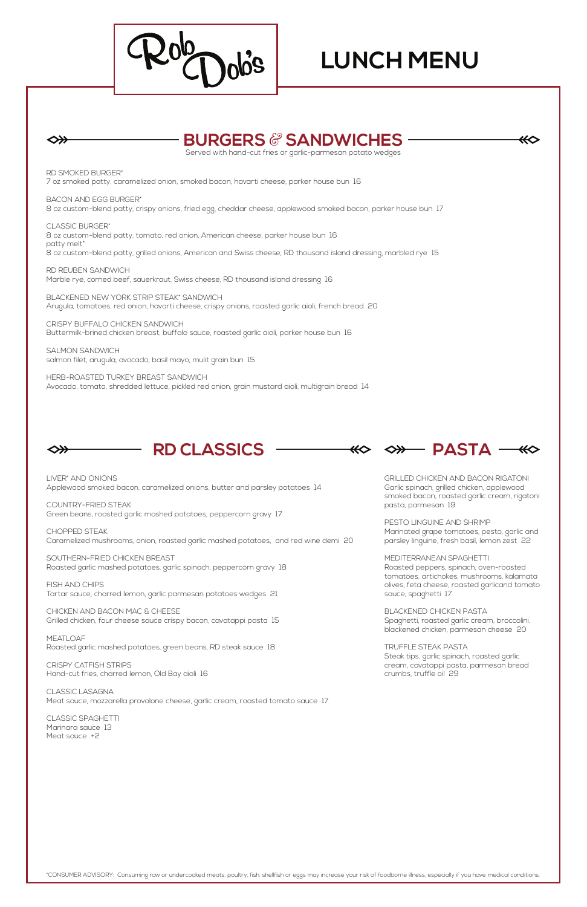Rob Dob's

# LUNCH MENU

## BURGERS & SANDWICHES

Served with hand-cut fries or garlic-parmesan potato wedges

RD SMOKED BURGER*
7 oz smoked patty, caramelized onion, smoked bacon, havarti cheese, parker house bun 16

BACON AND EGG BURGER*
8 oz custom-blend patty, crispy onions, fried egg, cheddar cheese, applewood smoked bacon, parker house bun 17

CLASSIC BURGER*
8 oz custom-blend patty, tomato, red onion, American cheese, parker house bun 16
patty melt*
8 oz custom-blend patty, grilled onions, American and Swiss cheese, RD thousand island dressing, marbled rye 15

RD REUBEN SANDWICH
Marble rye, corned beef, sauerkraut, Swiss cheese, RD thousand island dressing 16

BLACKENED NEW YORK STRIP STEAK* SANDWICH
Arugula, tomatoes, red onion, havarti cheese, crispy onions, roasted garlic aioli, french bread 20

CRISPY BUFFALO CHICKEN SANDWICH
Buttermilk-brined chicken breast, buffalo sauce, roasted garlic aioli, parker house bun 16

SALMON SANDWICH
salmon filet, arugula, avocado, basil mayo, mulit grain bun 15

HERB-ROASTED TURKEY BREAST SANDWICH
Avocado, tomato, shredded lettuce, pickled red onion, grain mustard aioli, multigrain bread 14

## RD CLASSICS

LIVER* AND ONIONS
Applewood smoked bacon, caramelized onions, butter and parsley potatoes 14

COUNTRY-FRIED STEAK
Green beans, roasted garlic mashed potatoes, peppercorn gravy 17

CHOPPED STEAK
Caramelized mushrooms, onion, roasted garlic mashed potatoes, and red wine demi 20

SOUTHERN-FRIED CHICKEN BREAST
Roasted garlic mashed potatoes, garlic spinach, peppercorn gravy 18

FISH AND CHIPS
Tartar sauce, charred lemon, garlic parmesan potatoes wedges 21

CHICKEN AND BACON MAC & CHEESE
Grilled chicken, four cheese sauce crispy bacon, cavatappi pasta 15

MEATLOAF
Roasted garlic mashed potatoes, green beans, RD steak sauce 18

CRISPY CATFISH STRIPS
Hand-cut fries, charred lemon, Old Bay aioli 16

CLASSIC LASAGNA
Meat sauce, mozzarella provolone cheese, garlic cream, roasted tomato sauce 17

CLASSIC SPAGHETTI
Marinara sauce 13
Meat sauce +2

## PASTA

GRILLED CHICKEN AND BACON RIGATONI
Garlic spinach, grilled chicken, applewood smoked bacon, roasted garlic cream, rigatoni pasta, parmesan 19

PESTO LINGUINE AND SHRIMP
Marinated grape tomatoes, pesto, garlic and parsley linguine, fresh basil, lemon zest 22

MEDITERRANEAN SPAGHETTI
Roasted peppers, spinach, oven-roasted tomatoes, artichokes, mushrooms, kalamata olives, feta cheese, roasted garlicand tomato sauce, spaghetti 17

BLACKENED CHICKEN PASTA
Spaghetti, roasted garlic cream, broccolini, blackened chicken, parmesan cheese 20

TRUFFLE STEAK PASTA
Steak tips, garlic spinach, roasted garlic cream, cavatappi pasta, parmesan bread crumbs, truffle oil 29

*CONSUMER ADVISORY: Consuming raw or undercooked meats, poultry, fish, shellfish or eggs may increase your risk of foodborne illness, especially if you have medical conditions.